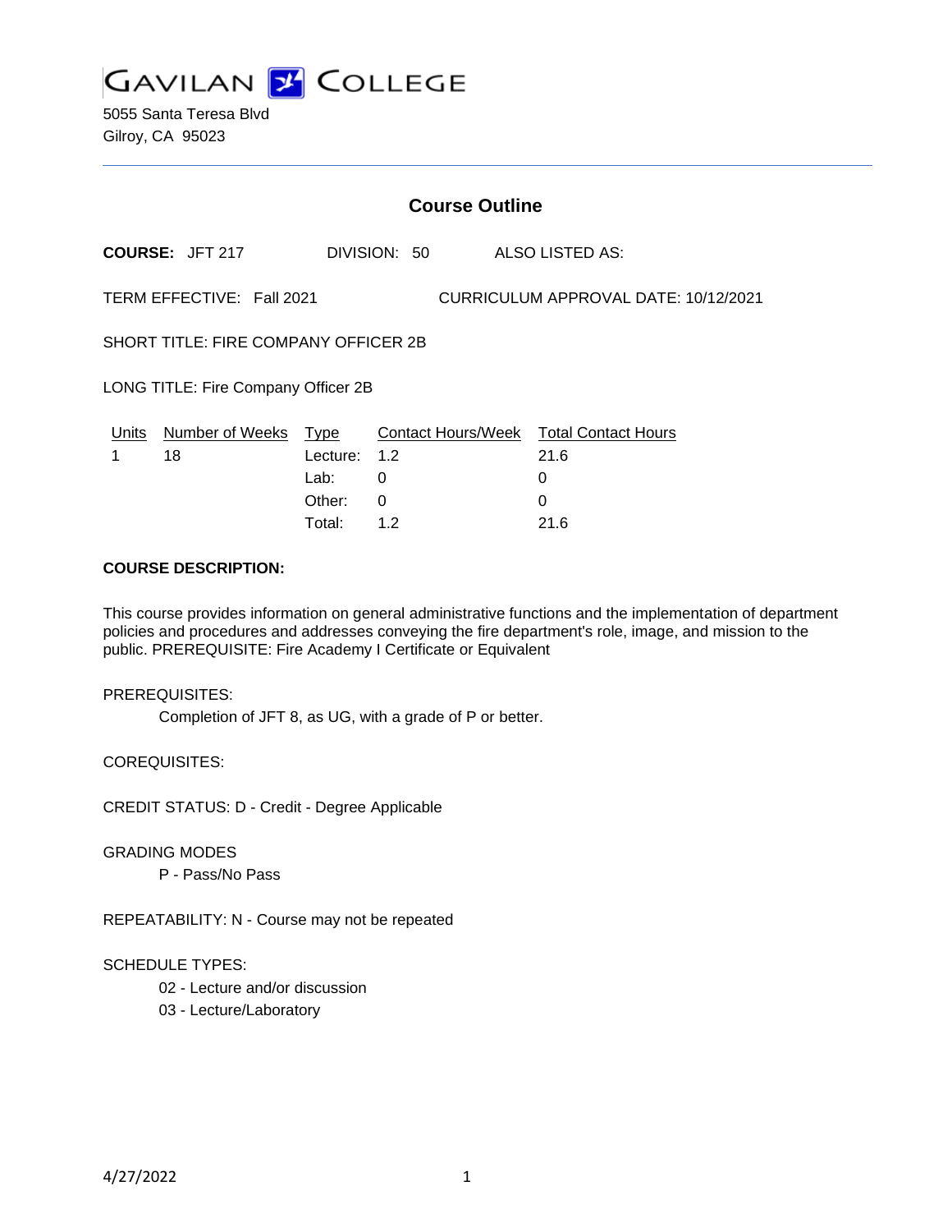# Gavilan College

5055 Santa Teresa Blvd
Gilroy, CA 95023

## Course Outline

**COURSE:** JFT 217 DIVISION: 50 ALSO LISTED AS:

TERM EFFECTIVE: Fall 2021 CURRICULUM APPROVAL DATE: 10/12/2021

SHORT TITLE: FIRE COMPANY OFFICER 2B

LONG TITLE: Fire Company Officer 2B

| Units | Number of Weeks | Type | Contact Hours/Week | Total Contact Hours |
|---|---|---|---|---|
| 1 | 18 | Lecture: | 1.2 | 21.6 |
| | | Lab: | 0 | 0 |
| | | Other: | 0 | 0 |
| | | Total: | 1.2 | 21.6 |

**COURSE DESCRIPTION:**

This course provides information on general administrative functions and the implementation of department policies and procedures and addresses conveying the fire department's role, image, and mission to the public. PREREQUISITE: Fire Academy I Certificate or Equivalent

PREREQUISITES:

Completion of JFT 8, as UG, with a grade of P or better.

COREQUISITES:

CREDIT STATUS: D - Credit - Degree Applicable

GRADING MODES

P - Pass/No Pass

REPEATABILITY: N - Course may not be repeated

SCHEDULE TYPES:

02 - Lecture and/or discussion
03 - Lecture/Laboratory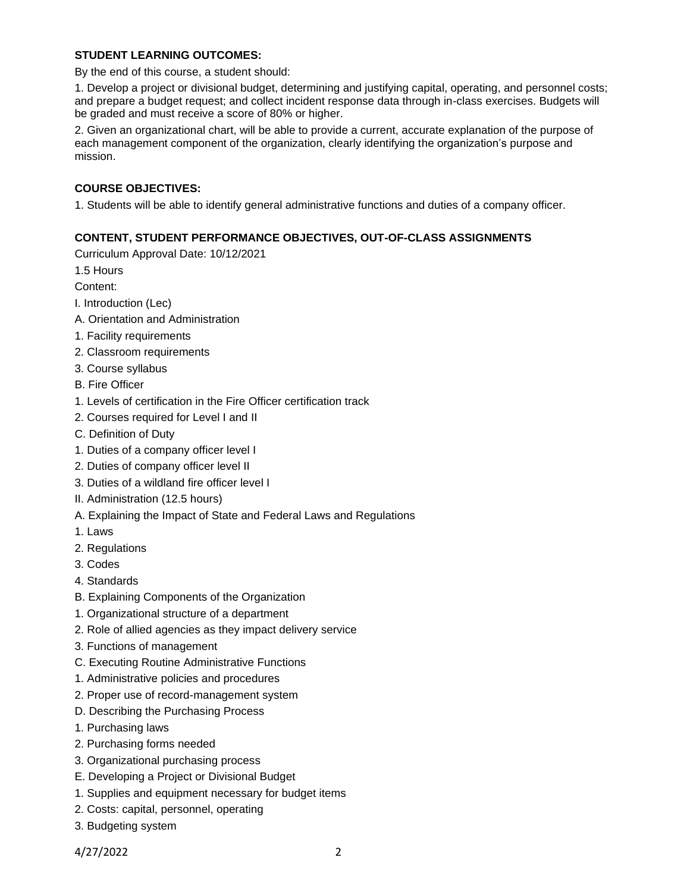**STUDENT LEARNING OUTCOMES:**

By the end of this course, a student should:

1. Develop a project or divisional budget, determining and justifying capital, operating, and personnel costs; and prepare a budget request; and collect incident response data through in-class exercises. Budgets will be graded and must receive a score of 80% or higher.

2. Given an organizational chart, will be able to provide a current, accurate explanation of the purpose of each management component of the organization, clearly identifying the organization's purpose and mission.

**COURSE OBJECTIVES:**

1. Students will be able to identify general administrative functions and duties of a company officer.

**CONTENT, STUDENT PERFORMANCE OBJECTIVES, OUT-OF-CLASS ASSIGNMENTS**

Curriculum Approval Date: 10/12/2021

1.5 Hours

Content:

I. Introduction (Lec)

A. Orientation and Administration

1. Facility requirements

2. Classroom requirements

3. Course syllabus

B. Fire Officer

1. Levels of certification in the Fire Officer certification track

2. Courses required for Level I and II

C. Definition of Duty

1. Duties of a company officer level I

2. Duties of company officer level II

3. Duties of a wildland fire officer level I

II. Administration (12.5 hours)

A. Explaining the Impact of State and Federal Laws and Regulations

1. Laws

2. Regulations

3. Codes

4. Standards

B. Explaining Components of the Organization

1. Organizational structure of a department

2. Role of allied agencies as they impact delivery service

3. Functions of management

C. Executing Routine Administrative Functions

1. Administrative policies and procedures

2. Proper use of record-management system

D. Describing the Purchasing Process

1. Purchasing laws

2. Purchasing forms needed

3. Organizational purchasing process

E. Developing a Project or Divisional Budget

1. Supplies and equipment necessary for budget items

2. Costs: capital, personnel, operating

3. Budgeting system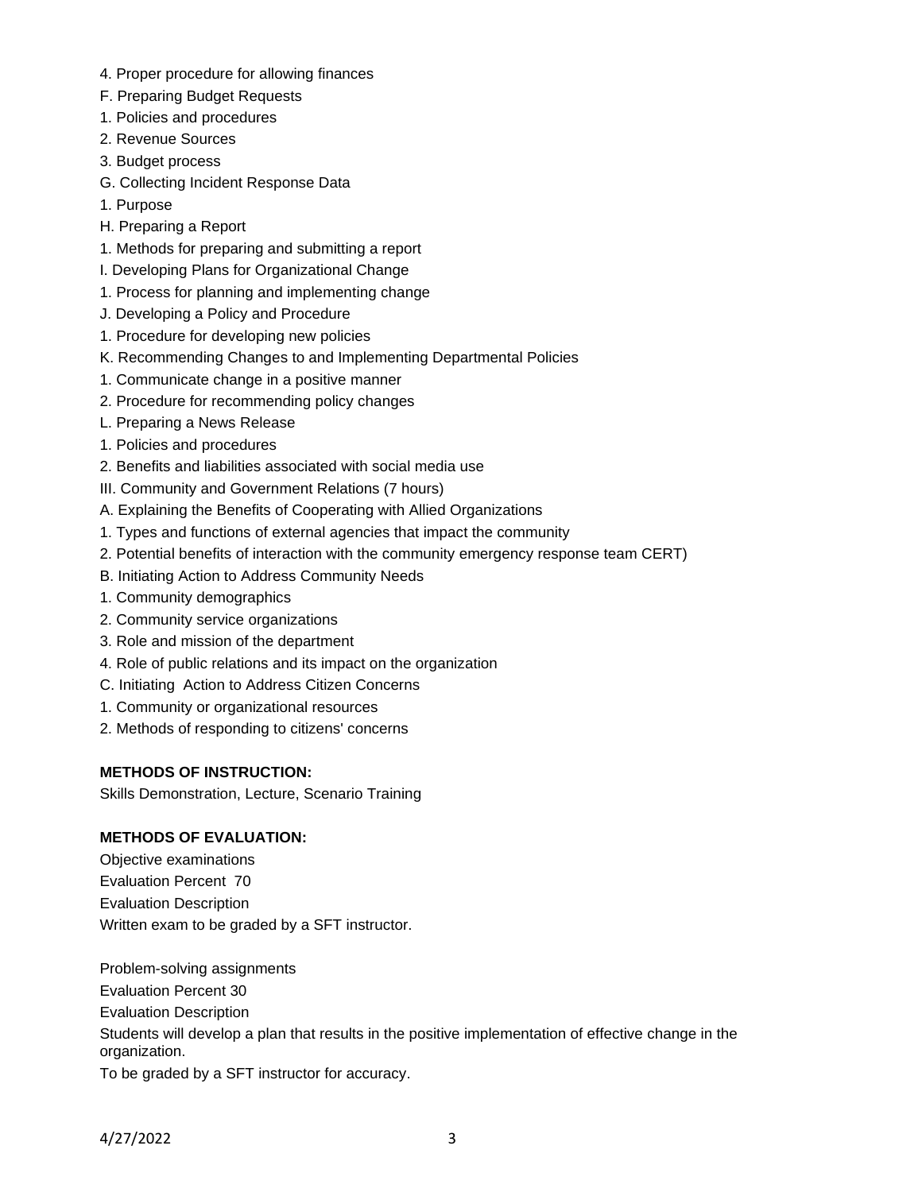4. Proper procedure for allowing finances

F. Preparing Budget Requests

1. Policies and procedures

2. Revenue Sources

3. Budget process

G. Collecting Incident Response Data

1. Purpose

H. Preparing a Report

1. Methods for preparing and submitting a report

I. Developing Plans for Organizational Change

1. Process for planning and implementing change

J. Developing a Policy and Procedure

1. Procedure for developing new policies

K. Recommending Changes to and Implementing Departmental Policies

1. Communicate change in a positive manner

2. Procedure for recommending policy changes

L. Preparing a News Release

1. Policies and procedures

2. Benefits and liabilities associated with social media use

III. Community and Government Relations (7 hours)

A. Explaining the Benefits of Cooperating with Allied Organizations

1. Types and functions of external agencies that impact the community

2. Potential benefits of interaction with the community emergency response team CERT)

B. Initiating Action to Address Community Needs

1. Community demographics

2. Community service organizations

3. Role and mission of the department

4. Role of public relations and its impact on the organization

C. Initiating Action to Address Citizen Concerns

1. Community or organizational resources

2. Methods of responding to citizens' concerns

**METHODS OF INSTRUCTION:**

Skills Demonstration, Lecture, Scenario Training

**METHODS OF EVALUATION:**

Objective examinations

Evaluation Percent 70

Evaluation Description

Written exam to be graded by a SFT instructor.

Problem-solving assignments

Evaluation Percent 30

Evaluation Description

Students will develop a plan that results in the positive implementation of effective change in the organization.

To be graded by a SFT instructor for accuracy.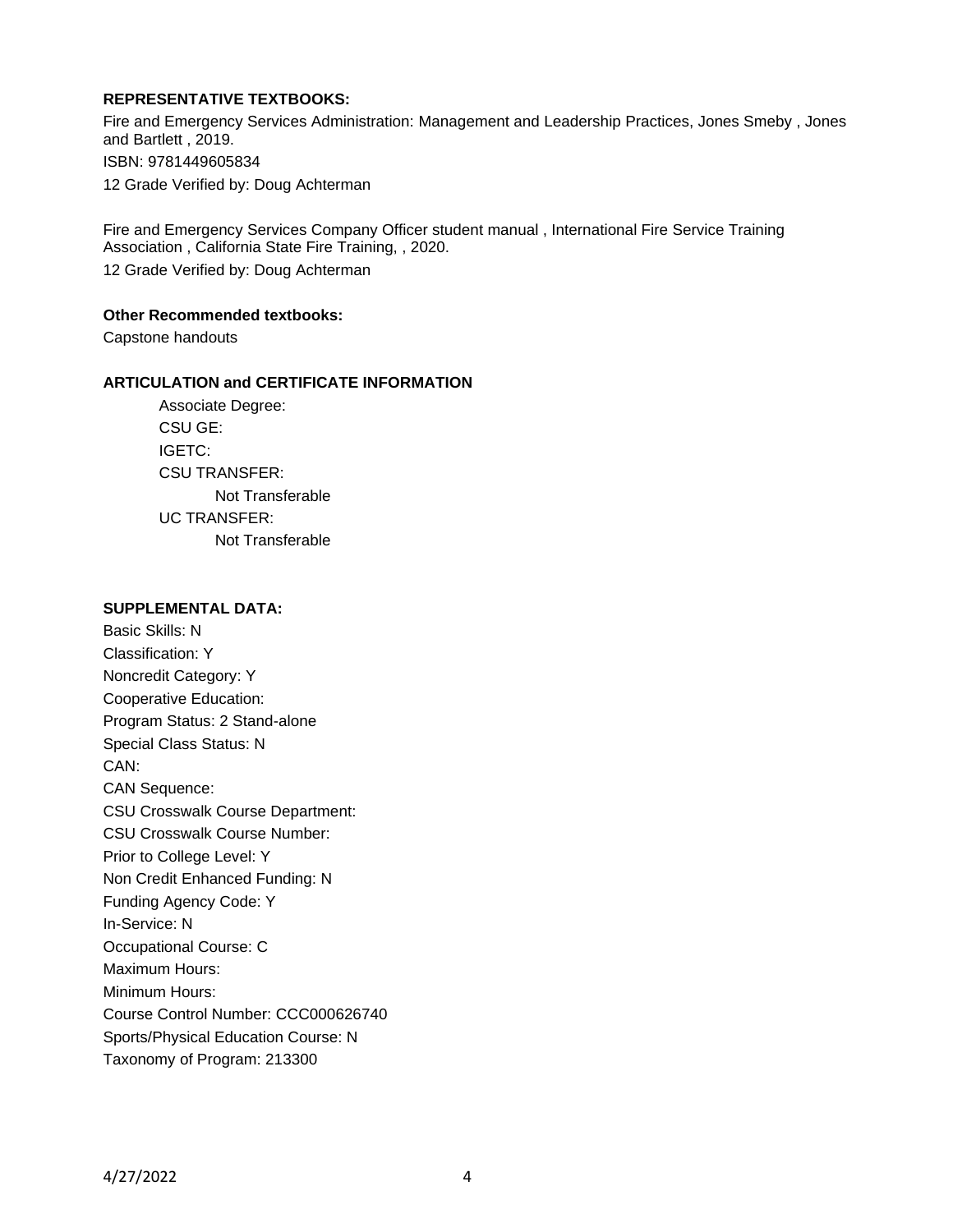**REPRESENTATIVE TEXTBOOKS:**

Fire and Emergency Services Administration: Management and Leadership Practices, Jones Smeby , Jones and Bartlett , 2019.

ISBN: 9781449605834

12 Grade Verified by: Doug Achterman

Fire and Emergency Services Company Officer student manual , International Fire Service Training Association , California State Fire Training, , 2020.

12 Grade Verified by: Doug Achterman

**Other Recommended textbooks:**

Capstone handouts

**ARTICULATION and CERTIFICATE INFORMATION**

Associate Degree:
CSU GE:
IGETC:
CSU TRANSFER:
Not Transferable
UC TRANSFER:
Not Transferable

**SUPPLEMENTAL DATA:**

Basic Skills: N
Classification: Y
Noncredit Category: Y
Cooperative Education:
Program Status: 2 Stand-alone
Special Class Status: N
CAN:
CAN Sequence:
CSU Crosswalk Course Department:
CSU Crosswalk Course Number:
Prior to College Level: Y
Non Credit Enhanced Funding: N
Funding Agency Code: Y
In-Service: N
Occupational Course: C
Maximum Hours:
Minimum Hours:
Course Control Number: CCC000626740
Sports/Physical Education Course: N
Taxonomy of Program: 213300